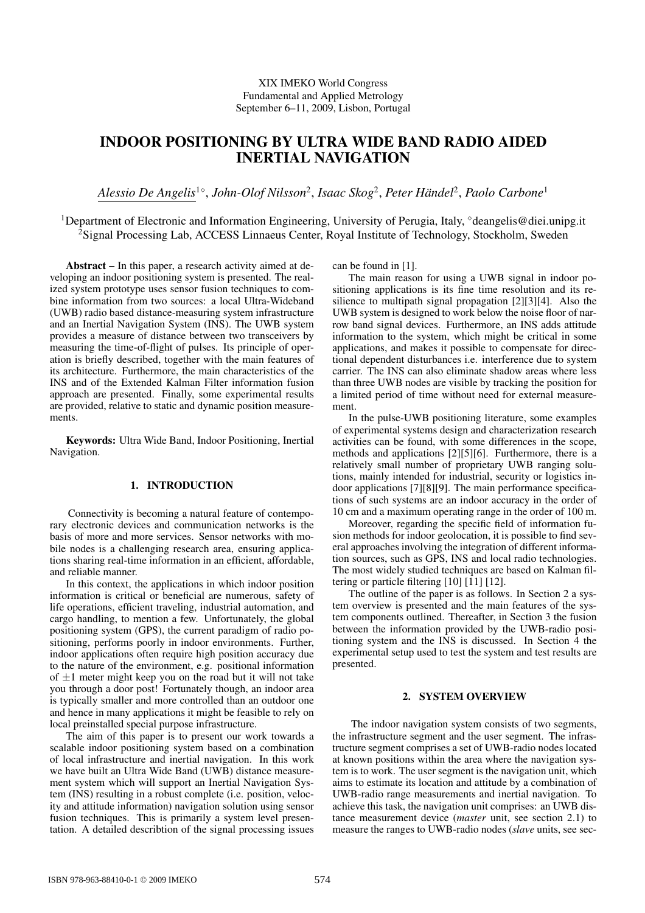XIX IMEKO World Congress
Fundamental and Applied Metrology
September 6–11, 2009, Lisbon, Portugal

# INDOOR POSITIONING BY ULTRA WIDE BAND RADIO AIDED INERTIAL NAVIGATION

*Alessio De Angelis*[1◇], *John-Olof Nilsson*[2], *Isaac Skog*[2], *Peter Händel*[2], *Paolo Carbone*[1]

[1]Department of Electronic and Information Engineering, University of Perugia, Italy, [◇]deangelis@diei.unipg.it
[2]Signal Processing Lab, ACCESS Linnaeus Center, Royal Institute of Technology, Stockholm, Sweden

**Abstract –** In this paper, a research activity aimed at developing an indoor positioning system is presented. The realized system prototype uses sensor fusion techniques to combine information from two sources: a local Ultra-Wideband (UWB) radio based distance-measuring system infrastructure and an Inertial Navigation System (INS). The UWB system provides a measure of distance between two transceivers by measuring the time-of-flight of pulses. Its principle of operation is briefly described, together with the main features of its architecture. Furthermore, the main characteristics of the INS and of the Extended Kalman Filter information fusion approach are presented. Finally, some experimental results are provided, relative to static and dynamic position measurements.

**Keywords:** Ultra Wide Band, Indoor Positioning, Inertial Navigation.

## 1. INTRODUCTION

Connectivity is becoming a natural feature of contemporary electronic devices and communication networks is the basis of more and more services. Sensor networks with mobile nodes is a challenging research area, ensuring applications sharing real-time information in an efficient, affordable, and reliable manner.

In this context, the applications in which indoor position information is critical or beneficial are numerous, safety of life operations, efficient traveling, industrial automation, and cargo handling, to mention a few. Unfortunately, the global positioning system (GPS), the current paradigm of radio positioning, performs poorly in indoor environments. Further, indoor applications often require high position accuracy due to the nature of the environment, e.g. positional information of $\pm 1$ meter might keep you on the road but it will not take you through a door post! Fortunately though, an indoor area is typically smaller and more controlled than an outdoor one and hence in many applications it might be feasible to rely on local preinstalled special purpose infrastructure.

The aim of this paper is to present our work towards a scalable indoor positioning system based on a combination of local infrastructure and inertial navigation. In this work we have built an Ultra Wide Band (UWB) distance measurement system which will support an Inertial Navigation System (INS) resulting in a robust complete (i.e. position, velocity and attitude information) navigation solution using sensor fusion techniques. This is primarily a system level presentation. A detailed describtion of the signal processing issues can be found in [1].

The main reason for using a UWB signal in indoor positioning applications is its fine time resolution and its resilience to multipath signal propagation [2][3][4]. Also the UWB system is designed to work below the noise floor of narrow band signal devices. Furthermore, an INS adds attitude information to the system, which might be critical in some applications, and makes it possible to compensate for directional dependent disturbances i.e. interference due to system carrier. The INS can also eliminate shadow areas where less than three UWB nodes are visible by tracking the position for a limited period of time without need for external measurement.

In the pulse-UWB positioning literature, some examples of experimental systems design and characterization research activities can be found, with some differences in the scope, methods and applications [2][5][6]. Furthermore, there is a relatively small number of proprietary UWB ranging solutions, mainly intended for industrial, security or logistics indoor applications [7][8][9]. The main performance specifications of such systems are an indoor accuracy in the order of 10 cm and a maximum operating range in the order of 100 m.

Moreover, regarding the specific field of information fusion methods for indoor geolocation, it is possible to find several approaches involving the integration of different information sources, such as GPS, INS and local radio technologies. The most widely studied techniques are based on Kalman filtering or particle filtering [10] [11] [12].

The outline of the paper is as follows. In Section 2 a system overview is presented and the main features of the system components outlined. Thereafter, in Section 3 the fusion between the information provided by the UWB-radio positioning system and the INS is discussed. In Section 4 the experimental setup used to test the system and test results are presented.

## 2. SYSTEM OVERVIEW

The indoor navigation system consists of two segments, the infrastructure segment and the user segment. The infrastructure segment comprises a set of UWB-radio nodes located at known positions within the area where the navigation system is to work. The user segment is the navigation unit, which aims to estimate its location and attitude by a combination of UWB-radio range measurements and inertial navigation. To achieve this task, the navigation unit comprises: an UWB distance measurement device (*master* unit, see section 2.1) to measure the ranges to UWB-radio nodes (*slave* units, see sec-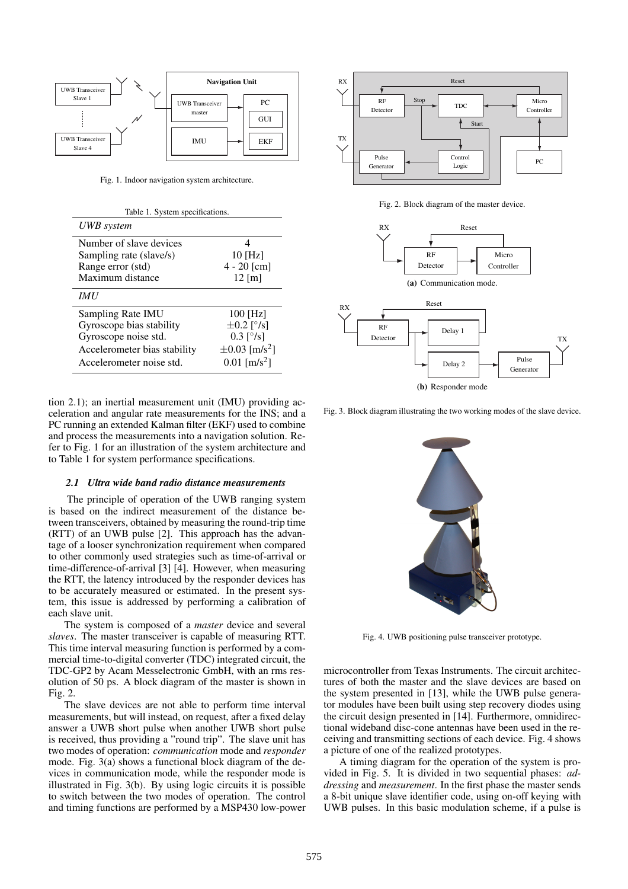Fig. 1. Indoor navigation system architecture.

Table 1. System specifications.

| *UWB system* | |
|---|---|
| Number of slave devices | 4 |
| Sampling rate (slave/s) | 10 [Hz] |
| Range error (std) | 4 - 20 [cm] |
| Maximum distance | 12 [m] |
| *IMU* | |
| Sampling Rate IMU | 100 [Hz] |
| Gyroscope bias stability | $\pm 0.2$ [°/s] |
| Gyroscope noise std. | 0.3 [°/s] |
| Accelerometer bias stability | $\pm 0.03$ [m/s$^2$] |
| Accelerometer noise std. | 0.01 [m/s$^2$] |

tion 2.1); an inertial measurement unit (IMU) providing acceleration and angular rate measurements for the INS; and a PC running an extended Kalman filter (EKF) used to combine and process the measurements into a navigation solution. Refer to Fig. 1 for an illustration of the system architecture and to Table 1 for system performance specifications.

### *2.1 Ultra wide band radio distance measurements*

The principle of operation of the UWB ranging system is based on the indirect measurement of the distance between transceivers, obtained by measuring the round-trip time (RTT) of an UWB pulse [2]. This approach has the advantage of a looser synchronization requirement when compared to other commonly used strategies such as time-of-arrival or time-difference-of-arrival [3] [4]. However, when measuring the RTT, the latency introduced by the responder devices has to be accurately measured or estimated. In the present system, this issue is addressed by performing a calibration of each slave unit.

The system is composed of a *master* device and several *slaves*. The master transceiver is capable of measuring RTT. This time interval measuring function is performed by a commercial time-to-digital converter (TDC) integrated circuit, the TDC-GP2 by Acam Messelectronic GmbH, with an rms resolution of 50 ps. A block diagram of the master is shown in Fig. 2.

The slave devices are not able to perform time interval measurements, but will instead, on request, after a fixed delay answer a UWB short pulse when another UWB short pulse is received, thus providing a "round trip". The slave unit has two modes of operation: *communication* mode and *responder* mode. Fig. 3(a) shows a functional block diagram of the devices in communication mode, while the responder mode is illustrated in Fig. 3(b). By using logic circuits it is possible to switch between the two modes of operation. The control and timing functions are performed by a MSP430 low-power

Fig. 2. Block diagram of the master device.

**(a)** Communication mode.

**(b)** Responder mode

Fig. 3. Block diagram illustrating the two working modes of the slave device.

Fig. 4. UWB positioning pulse transceiver prototype.

microcontroller from Texas Instruments. The circuit architectures of both the master and the slave devices are based on the system presented in [13], while the UWB pulse generator modules have been built using step recovery diodes using the circuit design presented in [14]. Furthermore, omnidirectional wideband disc-cone antennas have been used in the receiving and transmitting sections of each device. Fig. 4 shows a picture of one of the realized prototypes.

A timing diagram for the operation of the system is provided in Fig. 5. It is divided in two sequential phases: *addressing* and *measurement*. In the first phase the master sends a 8-bit unique slave identifier code, using on-off keying with UWB pulses. In this basic modulation scheme, if a pulse is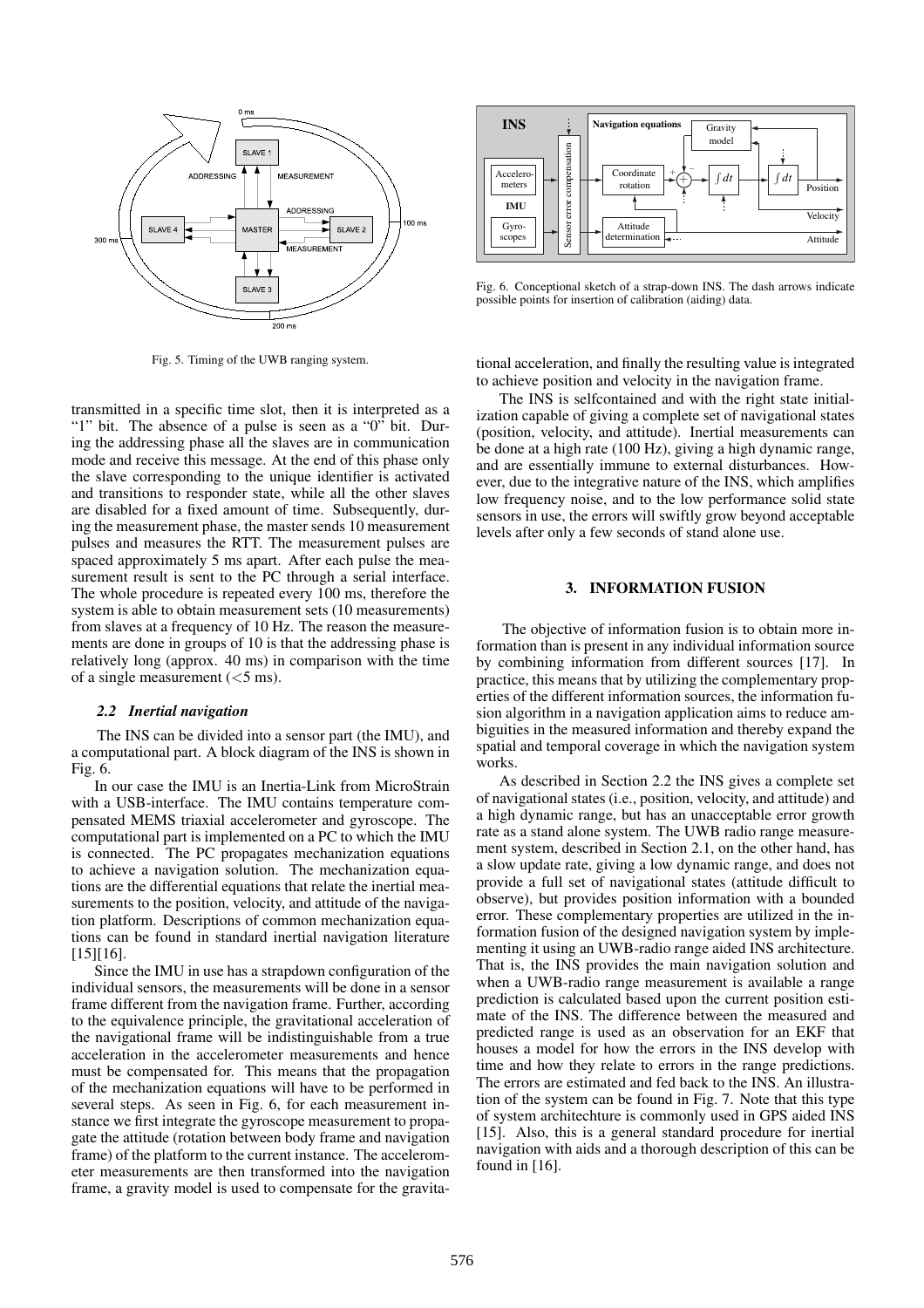Fig. 5. Timing of the UWB ranging system.

transmitted in a specific time slot, then it is interpreted as a "1" bit. The absence of a pulse is seen as a "0" bit. During the addressing phase all the slaves are in communication mode and receive this message. At the end of this phase only the slave corresponding to the unique identifier is activated and transitions to responder state, while all the other slaves are disabled for a fixed amount of time. Subsequently, during the measurement phase, the master sends 10 measurement pulses and measures the RTT. The measurement pulses are spaced approximately 5 ms apart. After each pulse the measurement result is sent to the PC through a serial interface. The whole procedure is repeated every 100 ms, therefore the system is able to obtain measurement sets (10 measurements) from slaves at a frequency of 10 Hz. The reason the measurements are done in groups of 10 is that the addressing phase is relatively long (approx. 40 ms) in comparison with the time of a single measurement (<5 ms).

### *2.2 Inertial navigation*

The INS can be divided into a sensor part (the IMU), and a computational part. A block diagram of the INS is shown in Fig. 6.

In our case the IMU is an Inertia-Link from MicroStrain with a USB-interface. The IMU contains temperature compensated MEMS triaxial accelerometer and gyroscope. The computational part is implemented on a PC to which the IMU is connected. The PC propagates mechanization equations to achieve a navigation solution. The mechanization equations are the differential equations that relate the inertial measurements to the position, velocity, and attitude of the navigation platform. Descriptions of common mechanization equations can be found in standard inertial navigation literature [15][16].

Since the IMU in use has a strapdown configuration of the individual sensors, the measurements will be done in a sensor frame different from the navigation frame. Further, according to the equivalence principle, the gravitational acceleration of the navigational frame will be indistinguishable from a true acceleration in the accelerometer measurements and hence must be compensated for. This means that the propagation of the mechanization equations will have to be performed in several steps. As seen in Fig. 6, for each measurement instance we first integrate the gyroscope measurement to propagate the attitude (rotation between body frame and navigation frame) of the platform to the current instance. The accelerometer measurements are then transformed into the navigation frame, a gravity model is used to compensate for the gravitational acceleration, and finally the resulting value is integrated to achieve position and velocity in the navigation frame.

Fig. 6. Conceptional sketch of a strap-down INS. The dash arrows indicate possible points for insertion of calibration (aiding) data.

The INS is selfcontained and with the right state initialization capable of giving a complete set of navigational states (position, velocity, and attitude). Inertial measurements can be done at a high rate (100 Hz), giving a high dynamic range, and are essentially immune to external disturbances. However, due to the integrative nature of the INS, which amplifies low frequency noise, and to the low performance solid state sensors in use, the errors will swiftly grow beyond acceptable levels after only a few seconds of stand alone use.

## 3. INFORMATION FUSION

The objective of information fusion is to obtain more information than is present in any individual information source by combining information from different sources [17]. In practice, this means that by utilizing the complementary properties of the different information sources, the information fusion algorithm in a navigation application aims to reduce ambiguities in the measured information and thereby expand the spatial and temporal coverage in which the navigation system works.

As described in Section 2.2 the INS gives a complete set of navigational states (i.e., position, velocity, and attitude) and a high dynamic range, but has an unacceptable error growth rate as a stand alone system. The UWB radio range measurement system, described in Section 2.1, on the other hand, has a slow update rate, giving a low dynamic range, and does not provide a full set of navigational states (attitude difficult to observe), but provides position information with a bounded error. These complementary properties are utilized in the information fusion of the designed navigation system by implementing it using an UWB-radio range aided INS architecture. That is, the INS provides the main navigation solution and when a UWB-radio range measurement is available a range prediction is calculated based upon the current position estimate of the INS. The difference between the measured and predicted range is used as an observation for an EKF that houses a model for how the errors in the INS develop with time and how they relate to errors in the range predictions. The errors are estimated and fed back to the INS. An illustration of the system can be found in Fig. 7. Note that this type of system architechture is commonly used in GPS aided INS [15]. Also, this is a general standard procedure for inertial navigation with aids and a thorough description of this can be found in [16].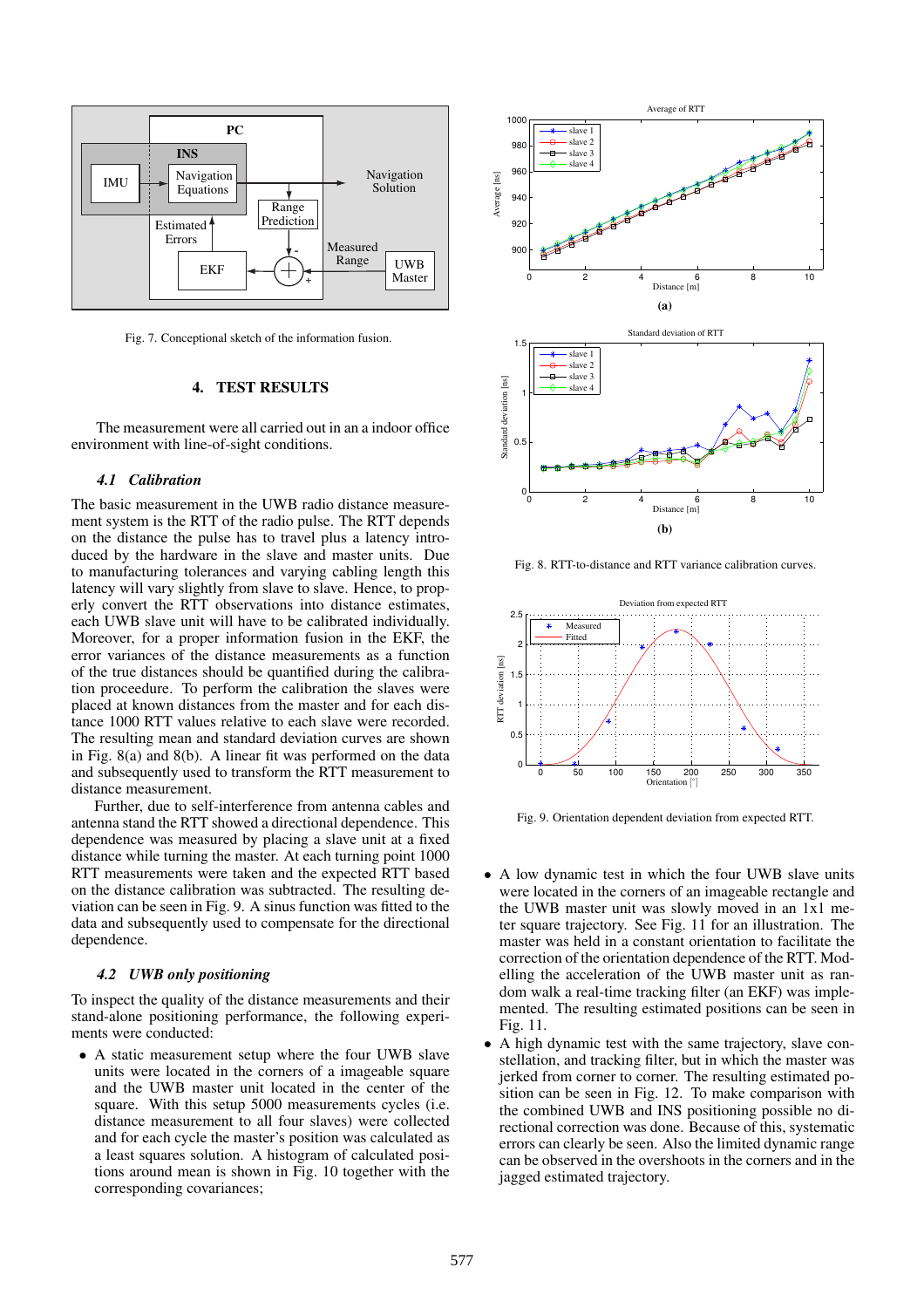Fig. 7. Conceptional sketch of the information fusion.

## 4. TEST RESULTS

The measurement were all carried out in an a indoor office environment with line-of-sight conditions.

### 4.1 Calibration

The basic measurement in the UWB radio distance measurement system is the RTT of the radio pulse. The RTT depends on the distance the pulse has to travel plus a latency introduced by the hardware in the slave and master units. Due to manufacturing tolerances and varying cabling length this latency will vary slightly from slave to slave. Hence, to properly convert the RTT observations into distance estimates, each UWB slave unit will have to be calibrated individually. Moreover, for a proper information fusion in the EKF, the error variances of the distance measurements as a function of the true distances should be quantified during the calibration proceedure. To perform the calibration the slaves were placed at known distances from the master and for each distance 1000 RTT values relative to each slave were recorded. The resulting mean and standard deviation curves are shown in Fig. 8(a) and 8(b). A linear fit was performed on the data and subsequently used to transform the RTT measurement to distance measurement.

Further, due to self-interference from antenna cables and antenna stand the RTT showed a directional dependence. This dependence was measured by placing a slave unit at a fixed distance while turning the master. At each turning point 1000 RTT measurements were taken and the expected RTT based on the distance calibration was subtracted. The resulting deviation can be seen in Fig. 9. A sinus function was fitted to the data and subsequently used to compensate for the directional dependence.

### 4.2 UWB only positioning

To inspect the quality of the distance measurements and their stand-alone positioning performance, the following experiments were conducted:

- A static measurement setup where the four UWB slave units were located in the corners of a imageable square and the UWB master unit located in the center of the square. With this setup 5000 measurements cycles (i.e. distance measurement to all four slaves) were collected and for each cycle the master's position was calculated as a least squares solution. A histogram of calculated positions around mean is shown in Fig. 10 together with the corresponding covariances;

Fig. 8. RTT-to-distance and RTT variance calibration curves.

Fig. 9. Orientation dependent deviation from expected RTT.

- A low dynamic test in which the four UWB slave units were located in the corners of an imageable rectangle and the UWB master unit was slowly moved in an 1x1 meter square trajectory. See Fig. 11 for an illustration. The master was held in a constant orientation to facilitate the correction of the orientation dependence of the RTT. Modelling the acceleration of the UWB master unit as random walk a real-time tracking filter (an EKF) was implemented. The resulting estimated positions can be seen in Fig. 11.
- A high dynamic test with the same trajectory, slave constellation, and tracking filter, but in which the master was jerked from corner to corner. The resulting estimated position can be seen in Fig. 12. To make comparison with the combined UWB and INS positioning possible no directional correction was done. Because of this, systematic errors can clearly be seen. Also the limited dynamic range can be observed in the overshoots in the corners and in the jagged estimated trajectory.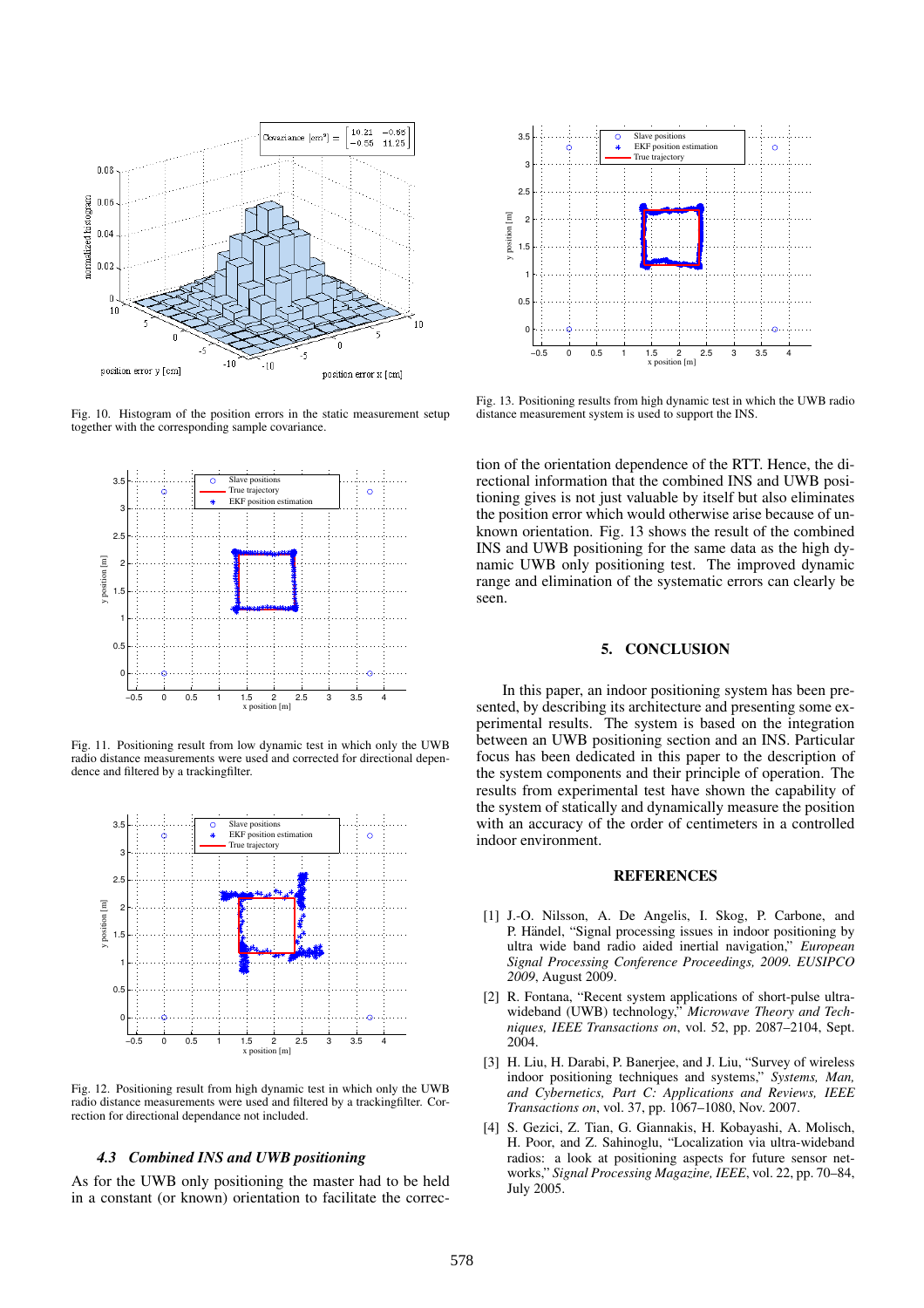Fig. 10. Histogram of the position errors in the static measurement setup together with the corresponding sample covariance.

Fig. 11. Positioning result from low dynamic test in which only the UWB radio distance measurements were used and corrected for directional dependence and filtered by a trackingfilter.

Fig. 12. Positioning result from high dynamic test in which only the UWB radio distance measurements were used and filtered by a trackingfilter. Correction for directional dependance not included.

### 4.3 Combined INS and UWB positioning

As for the UWB only positioning the master had to be held in a constant (or known) orientation to facilitate the correction of the orientation dependence of the RTT. Hence, the directional information that the combined INS and UWB positioning gives is not just valuable by itself but also eliminates the position error which would otherwise arise because of unknown orientation. Fig. 13 shows the result of the combined INS and UWB positioning for the same data as the high dynamic UWB only positioning test. The improved dynamic range and elimination of the systematic errors can clearly be seen.

Fig. 13. Positioning results from high dynamic test in which the UWB radio distance measurement system is used to support the INS.

## 5. CONCLUSION

In this paper, an indoor positioning system has been presented, by describing its architecture and presenting some experimental results. The system is based on the integration between an UWB positioning section and an INS. Particular focus has been dedicated in this paper to the description of the system components and their principle of operation. The results from experimental test have shown the capability of the system of statically and dynamically measure the position with an accuracy of the order of centimeters in a controlled indoor environment.

## REFERENCES

[1] J.-O. Nilsson, A. De Angelis, I. Skog, P. Carbone, and P. Händel, "Signal processing issues in indoor positioning by ultra wide band radio aided inertial navigation," *European Signal Processing Conference Proceedings, 2009. EUSIPCO 2009*, August 2009.

[2] R. Fontana, "Recent system applications of short-pulse ultra-wideband (UWB) technology," *Microwave Theory and Techniques, IEEE Transactions on*, vol. 52, pp. 2087–2104, Sept. 2004.

[3] H. Liu, H. Darabi, P. Banerjee, and J. Liu, "Survey of wireless indoor positioning techniques and systems," *Systems, Man, and Cybernetics, Part C: Applications and Reviews, IEEE Transactions on*, vol. 37, pp. 1067–1080, Nov. 2007.

[4] S. Gezici, Z. Tian, G. Giannakis, H. Kobayashi, A. Molisch, H. Poor, and Z. Sahinoglu, "Localization via ultra-wideband radios: a look at positioning aspects for future sensor networks," *Signal Processing Magazine, IEEE*, vol. 22, pp. 70–84, July 2005.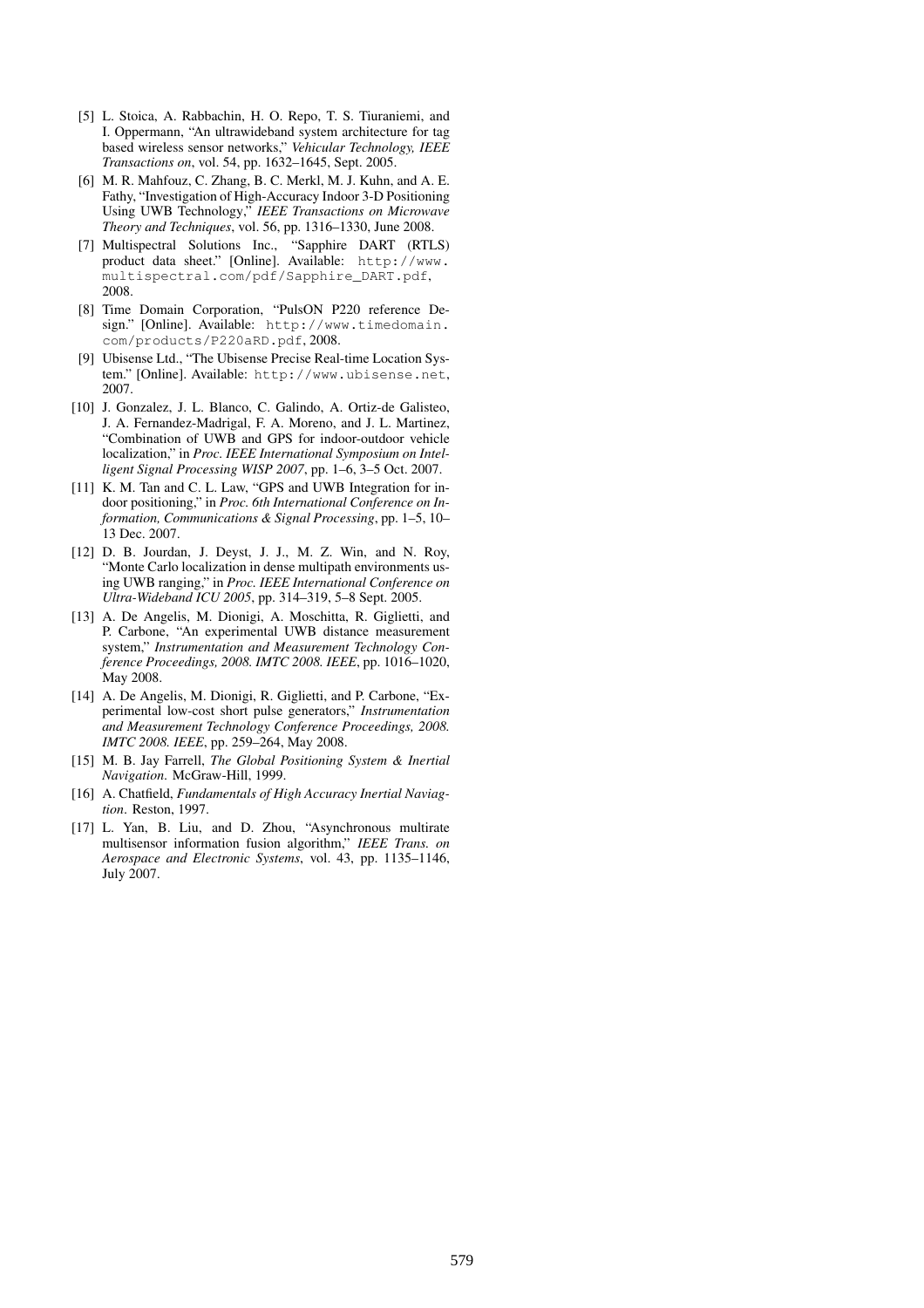[5] L. Stoica, A. Rabbachin, H. O. Repo, T. S. Tiuraniemi, and I. Oppermann, "An ultrawideband system architecture for tag based wireless sensor networks," *Vehicular Technology, IEEE Transactions on*, vol. 54, pp. 1632–1645, Sept. 2005.

[6] M. R. Mahfouz, C. Zhang, B. C. Merkl, M. J. Kuhn, and A. E. Fathy, "Investigation of High-Accuracy Indoor 3-D Positioning Using UWB Technology," *IEEE Transactions on Microwave Theory and Techniques*, vol. 56, pp. 1316–1330, June 2008.

[7] Multispectral Solutions Inc., "Sapphire DART (RTLS) product data sheet." [Online]. Available: http://www.multispectral.com/pdf/Sapphire_DART.pdf, 2008.

[8] Time Domain Corporation, "PulsON P220 reference Design." [Online]. Available: http://www.timedomain.com/products/P220aRD.pdf, 2008.

[9] Ubisense Ltd., "The Ubisense Precise Real-time Location System." [Online]. Available: http://www.ubisense.net, 2007.

[10] J. Gonzalez, J. L. Blanco, C. Galindo, A. Ortiz-de Galisteo, J. A. Fernandez-Madrigal, F. A. Moreno, and J. L. Martinez, "Combination of UWB and GPS for indoor-outdoor vehicle localization," in *Proc. IEEE International Symposium on Intelligent Signal Processing WISP 2007*, pp. 1–6, 3–5 Oct. 2007.

[11] K. M. Tan and C. L. Law, "GPS and UWB Integration for indoor positioning," in *Proc. 6th International Conference on Information, Communications & Signal Processing*, pp. 1–5, 10–13 Dec. 2007.

[12] D. B. Jourdan, J. Deyst, J. J., M. Z. Win, and N. Roy, "Monte Carlo localization in dense multipath environments using UWB ranging," in *Proc. IEEE International Conference on Ultra-Wideband ICU 2005*, pp. 314–319, 5–8 Sept. 2005.

[13] A. De Angelis, M. Dionigi, A. Moschitta, R. Giglietti, and P. Carbone, "An experimental UWB distance measurement system," *Instrumentation and Measurement Technology Conference Proceedings, 2008. IMTC 2008. IEEE*, pp. 1016–1020, May 2008.

[14] A. De Angelis, M. Dionigi, R. Giglietti, and P. Carbone, "Experimental low-cost short pulse generators," *Instrumentation and Measurement Technology Conference Proceedings, 2008. IMTC 2008. IEEE*, pp. 259–264, May 2008.

[15] M. B. Jay Farrell, *The Global Positioning System & Inertial Navigation*. McGraw-Hill, 1999.

[16] A. Chatfield, *Fundamentals of High Accuracy Inertial Naviagtion*. Reston, 1997.

[17] L. Yan, B. Liu, and D. Zhou, "Asynchronous multirate multisensor information fusion algorithm," *IEEE Trans. on Aerospace and Electronic Systems*, vol. 43, pp. 1135–1146, July 2007.